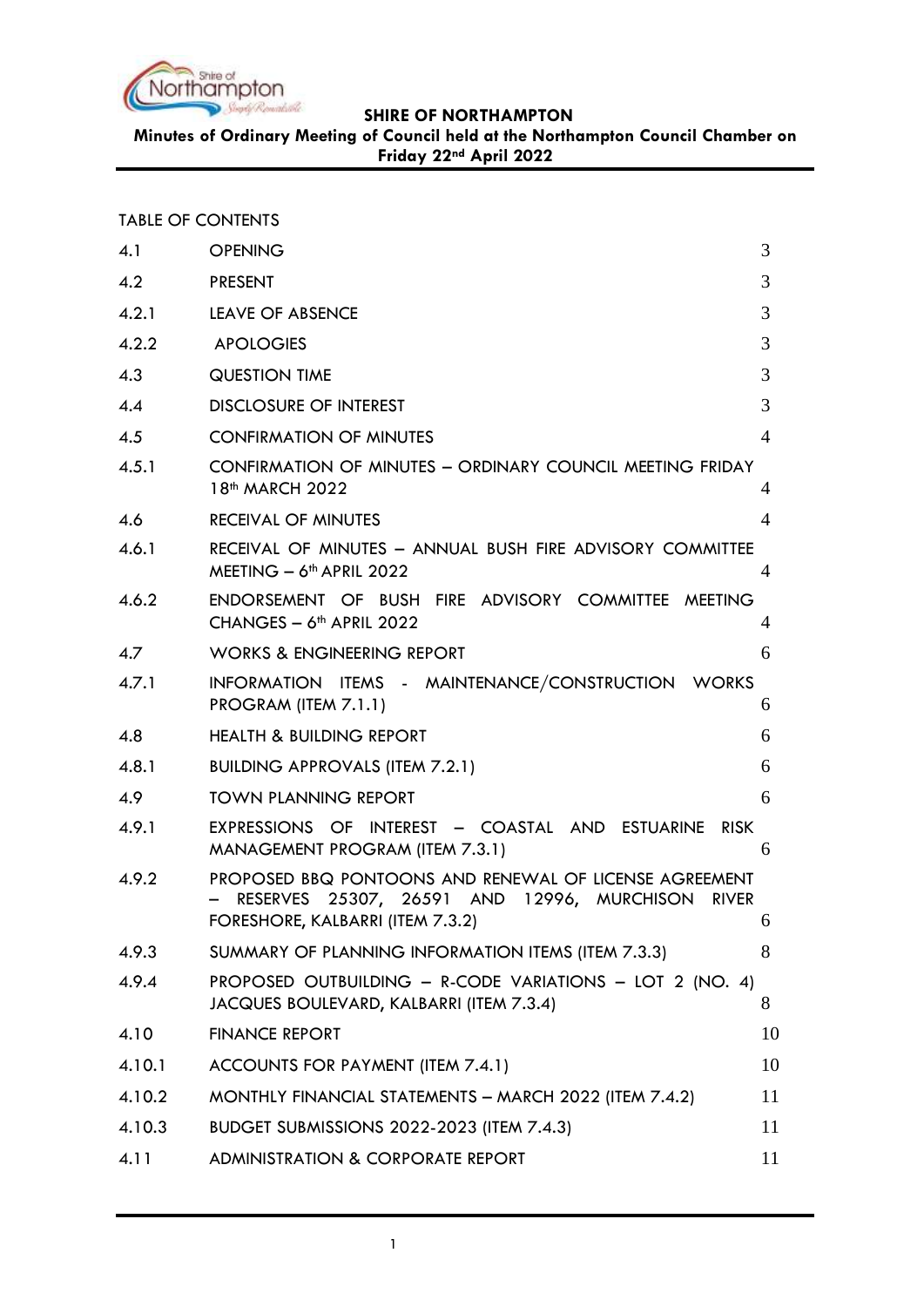**SHIRE OF NORTHAMPTON**

**Minutes of Ordinary Meeting of Council held at the Northampton Council Chamber on Friday 22nd April 2022**

TABLE OF CONTENTS

| | | |
|---|---|---|
| 4.1 | OPENING | 3 |
| 4.2 | PRESENT | 3 |
| 4.2.1 | LEAVE OF ABSENCE | 3 |
| 4.2.2 | APOLOGIES | 3 |
| 4.3 | QUESTION TIME | 3 |
| 4.4 | DISCLOSURE OF INTEREST | 3 |
| 4.5 | CONFIRMATION OF MINUTES | 4 |
| 4.5.1 | CONFIRMATION OF MINUTES – ORDINARY COUNCIL MEETING FRIDAY 18th MARCH 2022 | 4 |
| 4.6 | RECEIVAL OF MINUTES | 4 |
| 4.6.1 | RECEIVAL OF MINUTES – ANNUAL BUSH FIRE ADVISORY COMMITTEE MEETING – 6th APRIL 2022 | 4 |
| 4.6.2 | ENDORSEMENT OF BUSH FIRE ADVISORY COMMITTEE MEETING CHANGES – 6th APRIL 2022 | 4 |
| 4.7 | WORKS & ENGINEERING REPORT | 6 |
| 4.7.1 | INFORMATION ITEMS - MAINTENANCE/CONSTRUCTION WORKS PROGRAM (ITEM 7.1.1) | 6 |
| 4.8 | HEALTH & BUILDING REPORT | 6 |
| 4.8.1 | BUILDING APPROVALS (ITEM 7.2.1) | 6 |
| 4.9 | TOWN PLANNING REPORT | 6 |
| 4.9.1 | EXPRESSIONS OF INTEREST – COASTAL AND ESTUARINE RISK MANAGEMENT PROGRAM (ITEM 7.3.1) | 6 |
| 4.9.2 | PROPOSED BBQ PONTOONS AND RENEWAL OF LICENSE AGREEMENT – RESERVES 25307, 26591 AND 12996, MURCHISON RIVER FORESHORE, KALBARRI (ITEM 7.3.2) | 6 |
| 4.9.3 | SUMMARY OF PLANNING INFORMATION ITEMS (ITEM 7.3.3) | 8 |
| 4.9.4 | PROPOSED OUTBUILDING – R-CODE VARIATIONS – LOT 2 (NO. 4) JACQUES BOULEVARD, KALBARRI (ITEM 7.3.4) | 8 |
| 4.10 | FINANCE REPORT | 10 |
| 4.10.1 | ACCOUNTS FOR PAYMENT (ITEM 7.4.1) | 10 |
| 4.10.2 | MONTHLY FINANCIAL STATEMENTS – MARCH 2022 (ITEM 7.4.2) | 11 |
| 4.10.3 | BUDGET SUBMISSIONS 2022-2023 (ITEM 7.4.3) | 11 |
| 4.11 | ADMINISTRATION & CORPORATE REPORT | 11 |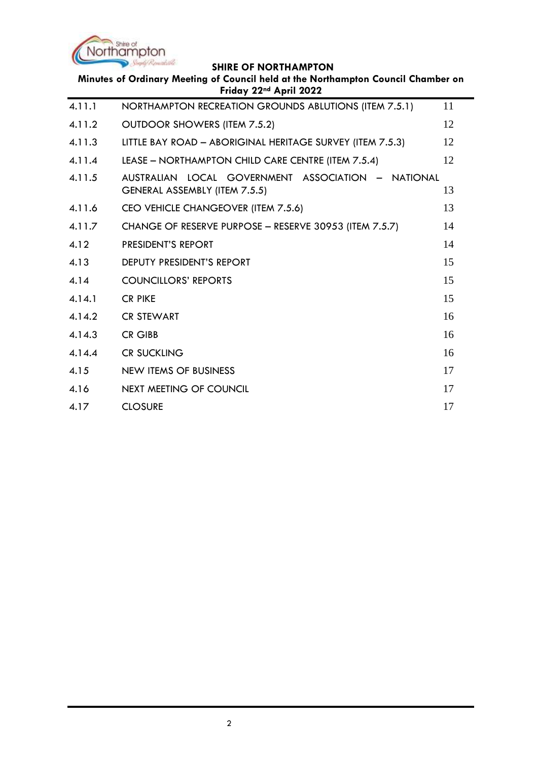| | | |
|---|---|---|
| 4.11.1 | NORTHAMPTON RECREATION GROUNDS ABLUTIONS (ITEM 7.5.1) | 11 |
| 4.11.2 | OUTDOOR SHOWERS (ITEM 7.5.2) | 12 |
| 4.11.3 | LITTLE BAY ROAD – ABORIGINAL HERITAGE SURVEY (ITEM 7.5.3) | 12 |
| 4.11.4 | LEASE – NORTHAMPTON CHILD CARE CENTRE (ITEM 7.5.4) | 12 |
| 4.11.5 | AUSTRALIAN LOCAL GOVERNMENT ASSOCIATION – NATIONAL GENERAL ASSEMBLY (ITEM 7.5.5) | 13 |
| 4.11.6 | CEO VEHICLE CHANGEOVER (ITEM 7.5.6) | 13 |
| 4.11.7 | CHANGE OF RESERVE PURPOSE – RESERVE 30953 (ITEM 7.5.7) | 14 |
| 4.12 | PRESIDENT'S REPORT | 14 |
| 4.13 | DEPUTY PRESIDENT'S REPORT | 15 |
| 4.14 | COUNCILLORS' REPORTS | 15 |
| 4.14.1 | CR PIKE | 15 |
| 4.14.2 | CR STEWART | 16 |
| 4.14.3 | CR GIBB | 16 |
| 4.14.4 | CR SUCKLING | 16 |
| 4.15 | NEW ITEMS OF BUSINESS | 17 |
| 4.16 | NEXT MEETING OF COUNCIL | 17 |
| 4.17 | CLOSURE | 17 |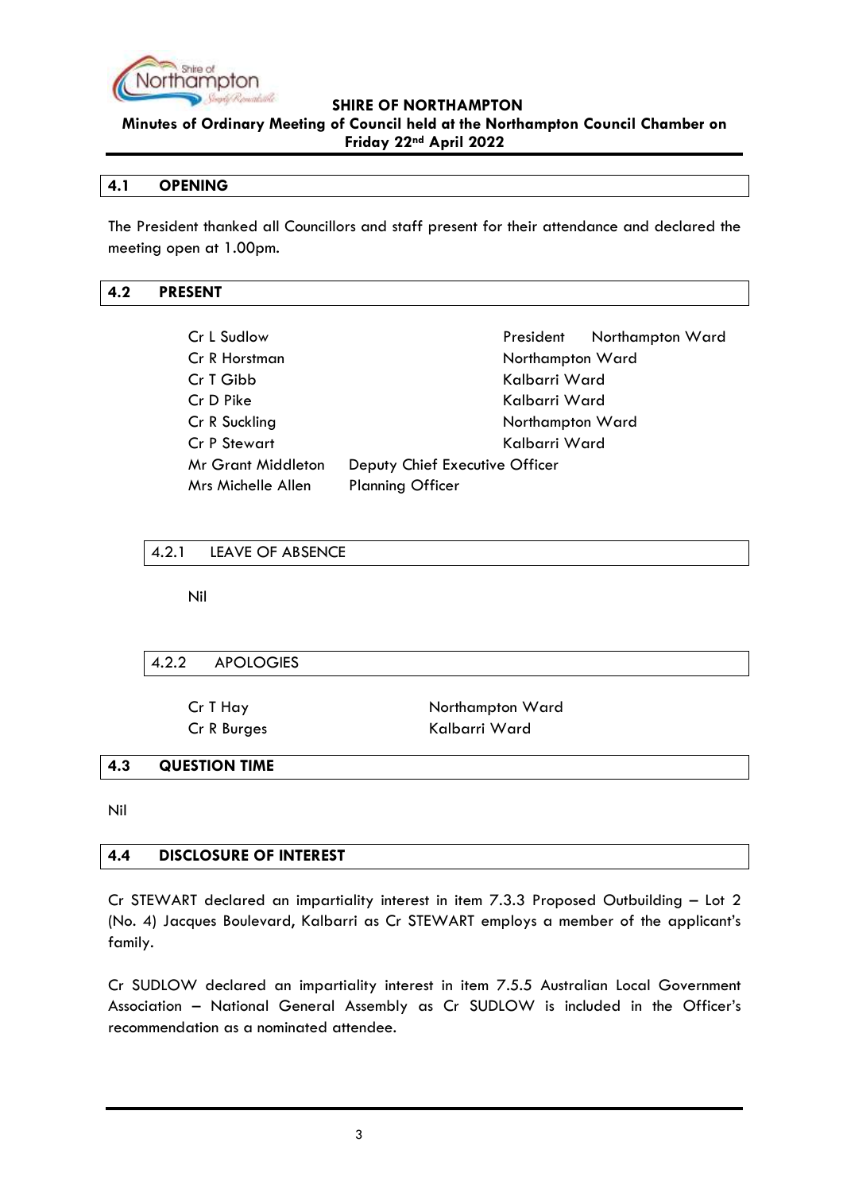## 4.1 OPENING

The President thanked all Councillors and staff present for their attendance and declared the meeting open at 1.00pm.

## 4.2 PRESENT

| | | |
|---|---|---|
| Cr L Sudlow | | President Northampton Ward |
| Cr R Horstman | | Northampton Ward |
| Cr T Gibb | | Kalbarri Ward |
| Cr D Pike | | Kalbarri Ward |
| Cr R Suckling | | Northampton Ward |
| Cr P Stewart | | Kalbarri Ward |
| Mr Grant Middleton | Deputy Chief Executive Officer | |
| Mrs Michelle Allen | Planning Officer | |

### 4.2.1 LEAVE OF ABSENCE

Nil

### 4.2.2 APOLOGIES

| | |
|---|---|
| Cr T Hay | Northampton Ward |
| Cr R Burges | Kalbarri Ward |

## 4.3 QUESTION TIME

Nil

## 4.4 DISCLOSURE OF INTEREST

Cr STEWART declared an impartiality interest in item 7.3.3 Proposed Outbuilding – Lot 2 (No. 4) Jacques Boulevard, Kalbarri as Cr STEWART employs a member of the applicant's family.

Cr SUDLOW declared an impartiality interest in item 7.5.5 Australian Local Government Association – National General Assembly as Cr SUDLOW is included in the Officer's recommendation as a nominated attendee.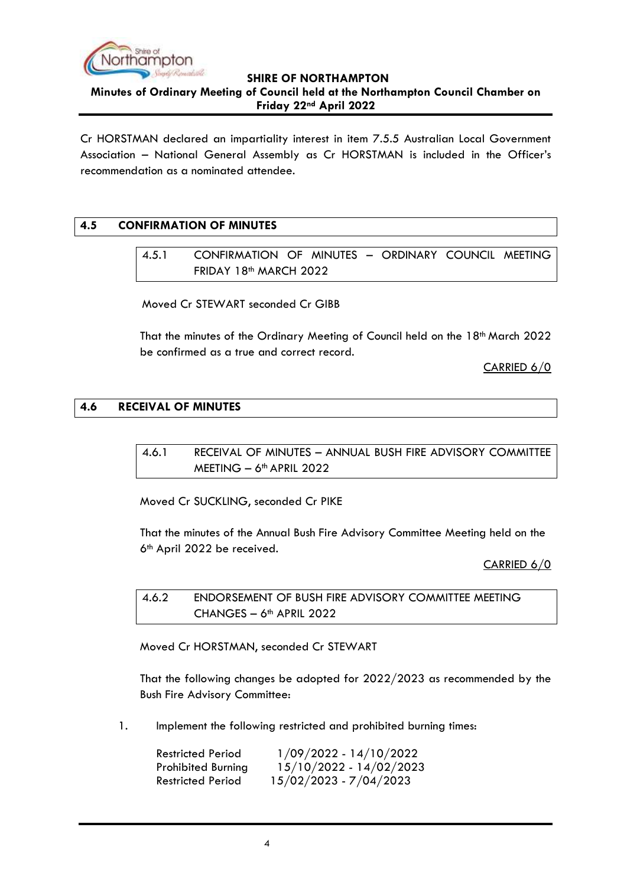Cr HORSTMAN declared an impartiality interest in item 7.5.5 Australian Local Government Association – National General Assembly as Cr HORSTMAN is included in the Officer's recommendation as a nominated attendee.

## 4.5 CONFIRMATION OF MINUTES

### 4.5.1 CONFIRMATION OF MINUTES – ORDINARY COUNCIL MEETING FRIDAY 18th MARCH 2022

Moved Cr STEWART seconded Cr GIBB

That the minutes of the Ordinary Meeting of Council held on the 18th March 2022 be confirmed as a true and correct record.

CARRIED 6/0

## 4.6 RECEIVAL OF MINUTES

### 4.6.1 RECEIVAL OF MINUTES – ANNUAL BUSH FIRE ADVISORY COMMITTEE MEETING – 6th APRIL 2022

Moved Cr SUCKLING, seconded Cr PIKE

That the minutes of the Annual Bush Fire Advisory Committee Meeting held on the 6th April 2022 be received.

CARRIED 6/0

### 4.6.2 ENDORSEMENT OF BUSH FIRE ADVISORY COMMITTEE MEETING CHANGES – 6th APRIL 2022

Moved Cr HORSTMAN, seconded Cr STEWART

That the following changes be adopted for 2022/2023 as recommended by the Bush Fire Advisory Committee:

1. Implement the following restricted and prohibited burning times:

| | |
|---|---|
| Restricted Period | 1/09/2022 - 14/10/2022 |
| Prohibited Burning | 15/10/2022 - 14/02/2023 |
| Restricted Period | 15/02/2023 - 7/04/2023 |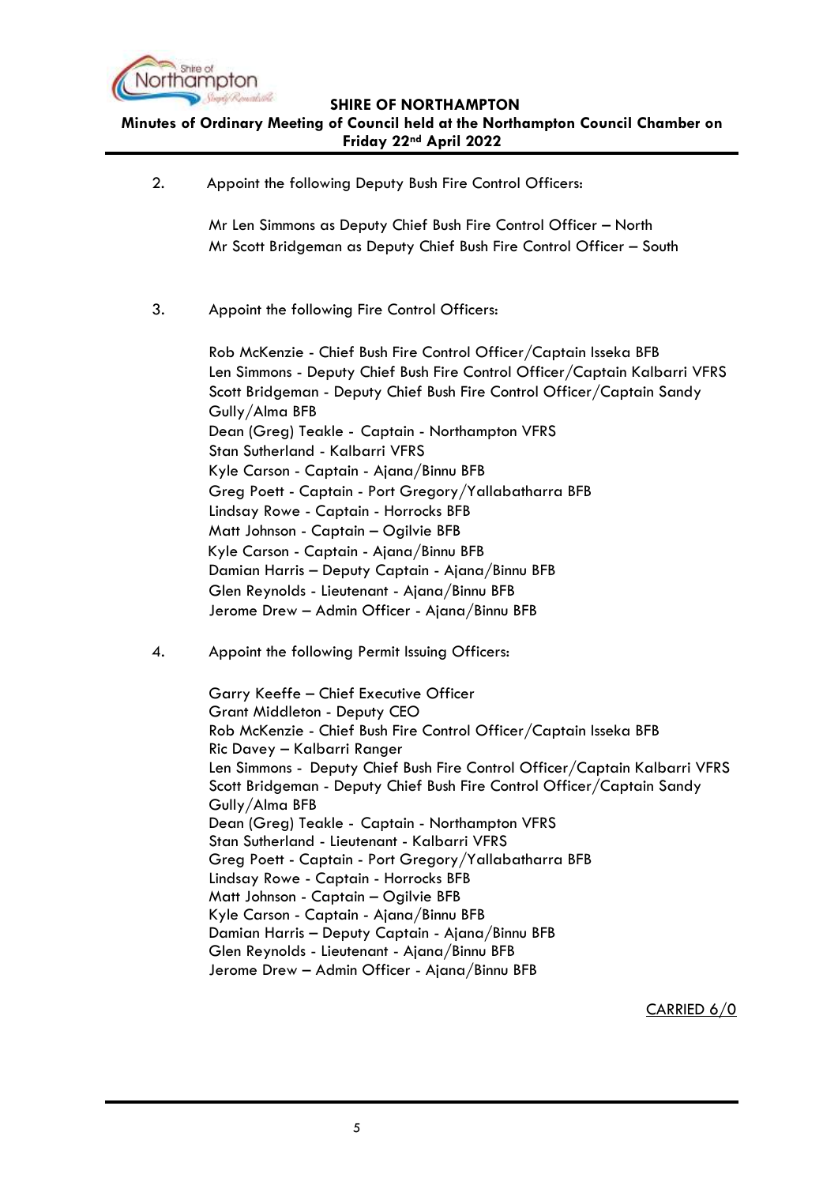2. Appoint the following Deputy Bush Fire Control Officers:

   Mr Len Simmons as Deputy Chief Bush Fire Control Officer – North
   Mr Scott Bridgeman as Deputy Chief Bush Fire Control Officer – South

3. Appoint the following Fire Control Officers:

   Rob McKenzie - Chief Bush Fire Control Officer/Captain Isseka BFB
   Len Simmons - Deputy Chief Bush Fire Control Officer/Captain Kalbarri VFRS
   Scott Bridgeman - Deputy Chief Bush Fire Control Officer/Captain Sandy Gully/Alma BFB
   Dean (Greg) Teakle - Captain - Northampton VFRS
   Stan Sutherland - Kalbarri VFRS
   Kyle Carson - Captain - Ajana/Binnu BFB
   Greg Poett - Captain - Port Gregory/Yallabatharra BFB
   Lindsay Rowe - Captain - Horrocks BFB
   Matt Johnson - Captain – Ogilvie BFB
   Kyle Carson - Captain - Ajana/Binnu BFB
   Damian Harris – Deputy Captain - Ajana/Binnu BFB
   Glen Reynolds - Lieutenant - Ajana/Binnu BFB
   Jerome Drew – Admin Officer - Ajana/Binnu BFB

4. Appoint the following Permit Issuing Officers:

   Garry Keeffe – Chief Executive Officer
   Grant Middleton - Deputy CEO
   Rob McKenzie - Chief Bush Fire Control Officer/Captain Isseka BFB
   Ric Davey – Kalbarri Ranger
   Len Simmons - Deputy Chief Bush Fire Control Officer/Captain Kalbarri VFRS
   Scott Bridgeman - Deputy Chief Bush Fire Control Officer/Captain Sandy Gully/Alma BFB
   Dean (Greg) Teakle - Captain - Northampton VFRS
   Stan Sutherland - Lieutenant - Kalbarri VFRS
   Greg Poett - Captain - Port Gregory/Yallabatharra BFB
   Lindsay Rowe - Captain - Horrocks BFB
   Matt Johnson - Captain – Ogilvie BFB
   Kyle Carson - Captain - Ajana/Binnu BFB
   Damian Harris – Deputy Captain - Ajana/Binnu BFB
   Glen Reynolds - Lieutenant - Ajana/Binnu BFB
   Jerome Drew – Admin Officer - Ajana/Binnu BFB

CARRIED 6/0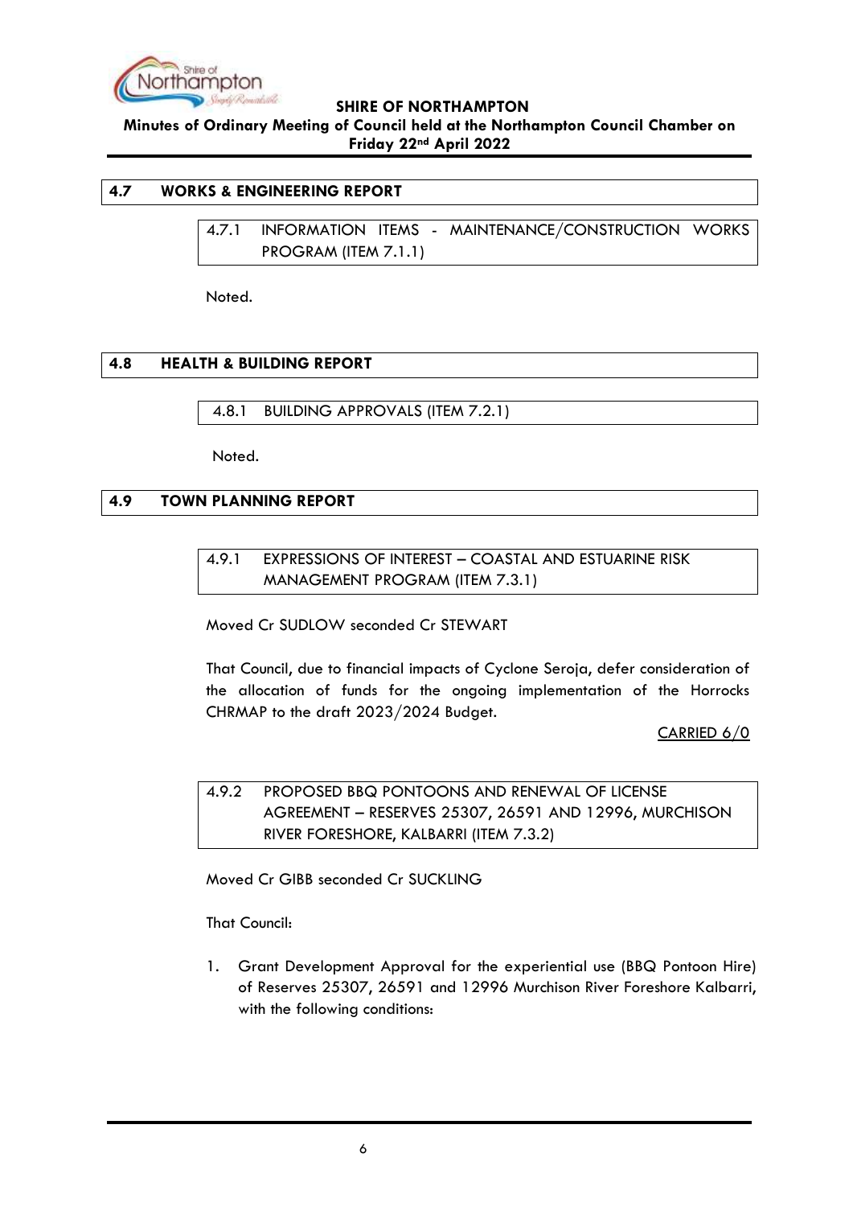## 4.7 WORKS & ENGINEERING REPORT

### 4.7.1 INFORMATION ITEMS - MAINTENANCE/CONSTRUCTION WORKS PROGRAM (ITEM 7.1.1)

Noted.

## 4.8 HEALTH & BUILDING REPORT

### 4.8.1 BUILDING APPROVALS (ITEM 7.2.1)

Noted.

## 4.9 TOWN PLANNING REPORT

### 4.9.1 EXPRESSIONS OF INTEREST – COASTAL AND ESTUARINE RISK MANAGEMENT PROGRAM (ITEM 7.3.1)

Moved Cr SUDLOW seconded Cr STEWART

That Council, due to financial impacts of Cyclone Seroja, defer consideration of the allocation of funds for the ongoing implementation of the Horrocks CHRMAP to the draft 2023/2024 Budget.

CARRIED 6/0

### 4.9.2 PROPOSED BBQ PONTOONS AND RENEWAL OF LICENSE AGREEMENT – RESERVES 25307, 26591 AND 12996, MURCHISON RIVER FORESHORE, KALBARRI (ITEM 7.3.2)

Moved Cr GIBB seconded Cr SUCKLING

That Council:

1. Grant Development Approval for the experiential use (BBQ Pontoon Hire) of Reserves 25307, 26591 and 12996 Murchison River Foreshore Kalbarri, with the following conditions: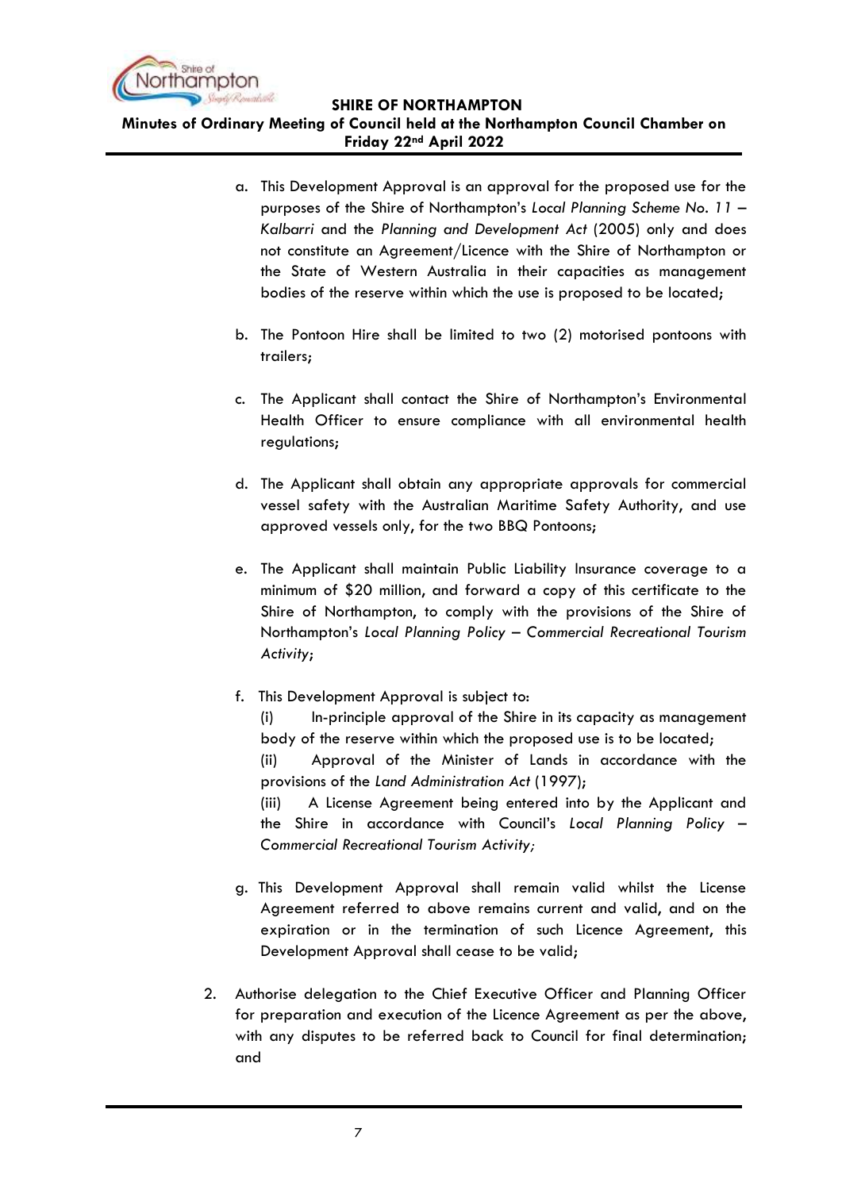a. This Development Approval is an approval for the proposed use for the purposes of the Shire of Northampton's *Local Planning Scheme No. 11 – Kalbarri* and the *Planning and Development Act* (2005) only and does not constitute an Agreement/Licence with the Shire of Northampton or the State of Western Australia in their capacities as management bodies of the reserve within which the use is proposed to be located;

b. The Pontoon Hire shall be limited to two (2) motorised pontoons with trailers;

c. The Applicant shall contact the Shire of Northampton's Environmental Health Officer to ensure compliance with all environmental health regulations;

d. The Applicant shall obtain any appropriate approvals for commercial vessel safety with the Australian Maritime Safety Authority, and use approved vessels only, for the two BBQ Pontoons;

e. The Applicant shall maintain Public Liability Insurance coverage to a minimum of $20 million, and forward a copy of this certificate to the Shire of Northampton, to comply with the provisions of the Shire of Northampton's *Local Planning Policy – Commercial Recreational Tourism Activity*;

f. This Development Approval is subject to:
   (i) In-principle approval of the Shire in its capacity as management body of the reserve within which the proposed use is to be located;
   (ii) Approval of the Minister of Lands in accordance with the provisions of the *Land Administration Act* (1997);
   (iii) A License Agreement being entered into by the Applicant and the Shire in accordance with Council's *Local Planning Policy – Commercial Recreational Tourism Activity;*

g. This Development Approval shall remain valid whilst the License Agreement referred to above remains current and valid, and on the expiration or in the termination of such Licence Agreement, this Development Approval shall cease to be valid;

2. Authorise delegation to the Chief Executive Officer and Planning Officer for preparation and execution of the Licence Agreement as per the above, with any disputes to be referred back to Council for final determination; and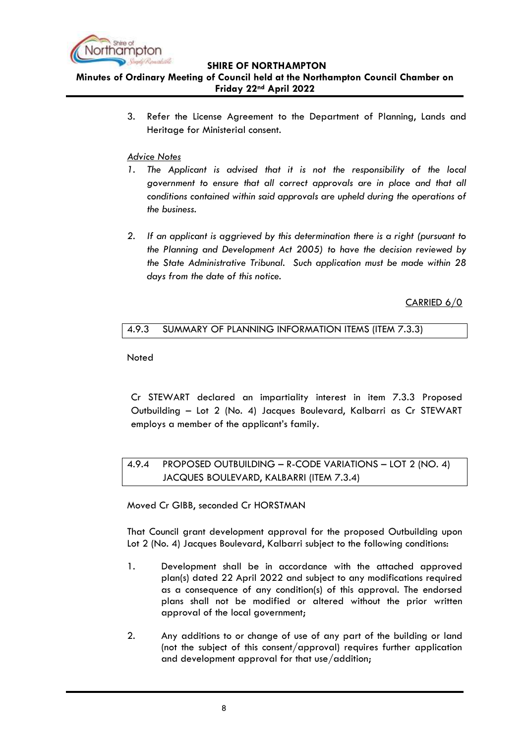3. Refer the License Agreement to the Department of Planning, Lands and Heritage for Ministerial consent.

*Advice Notes*

1. *The Applicant is advised that it is not the responsibility of the local government to ensure that all correct approvals are in place and that all conditions contained within said approvals are upheld during the operations of the business.*

2. *If an applicant is aggrieved by this determination there is a right (pursuant to the Planning and Development Act 2005) to have the decision reviewed by the State Administrative Tribunal. Such application must be made within 28 days from the date of this notice.*

CARRIED 6/0

### 4.9.3 SUMMARY OF PLANNING INFORMATION ITEMS (ITEM 7.3.3)

Noted

Cr STEWART declared an impartiality interest in item 7.3.3 Proposed Outbuilding – Lot 2 (No. 4) Jacques Boulevard, Kalbarri as Cr STEWART employs a member of the applicant's family.

### 4.9.4 PROPOSED OUTBUILDING – R-CODE VARIATIONS – LOT 2 (NO. 4) JACQUES BOULEVARD, KALBARRI (ITEM 7.3.4)

Moved Cr GIBB, seconded Cr HORSTMAN

That Council grant development approval for the proposed Outbuilding upon Lot 2 (No. 4) Jacques Boulevard, Kalbarri subject to the following conditions:

1. Development shall be in accordance with the attached approved plan(s) dated 22 April 2022 and subject to any modifications required as a consequence of any condition(s) of this approval. The endorsed plans shall not be modified or altered without the prior written approval of the local government;

2. Any additions to or change of use of any part of the building or land (not the subject of this consent/approval) requires further application and development approval for that use/addition;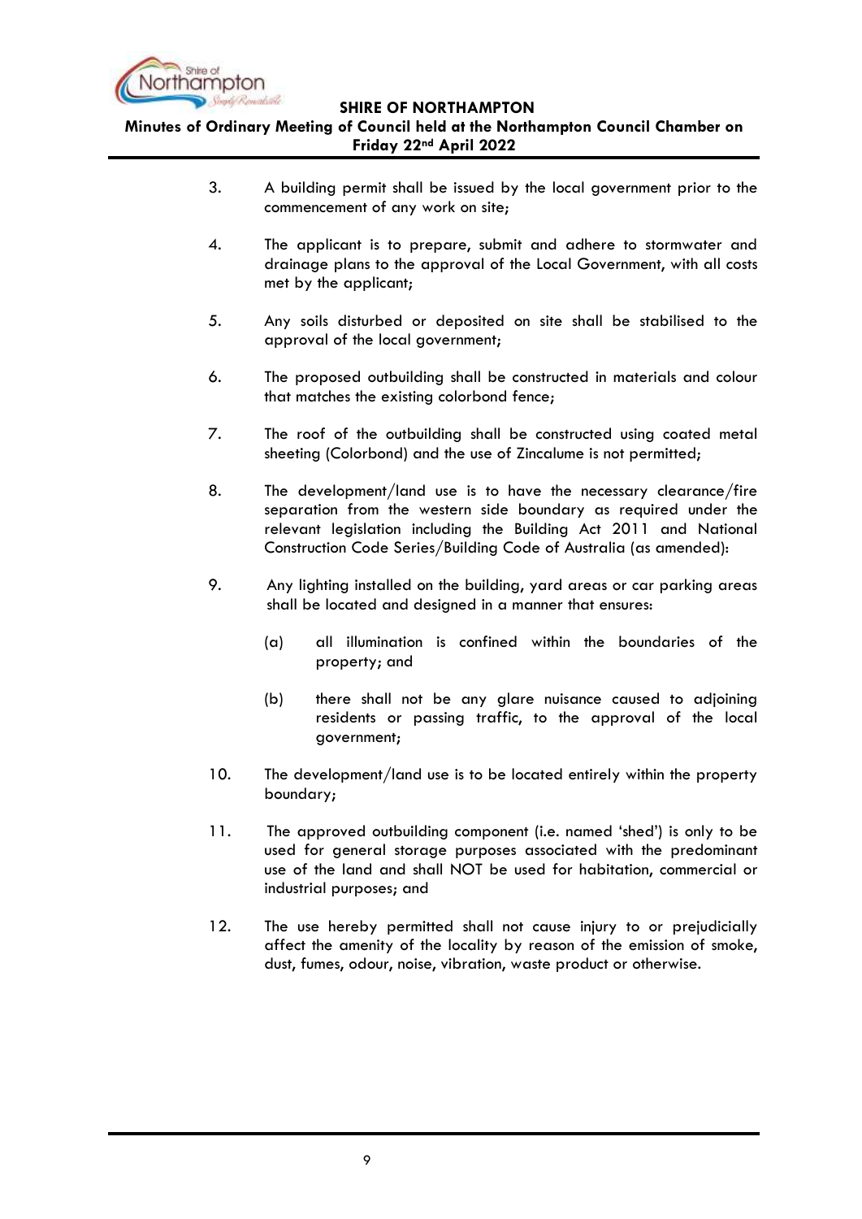3. A building permit shall be issued by the local government prior to the commencement of any work on site;

4. The applicant is to prepare, submit and adhere to stormwater and drainage plans to the approval of the Local Government, with all costs met by the applicant;

5. Any soils disturbed or deposited on site shall be stabilised to the approval of the local government;

6. The proposed outbuilding shall be constructed in materials and colour that matches the existing colorbond fence;

7. The roof of the outbuilding shall be constructed using coated metal sheeting (Colorbond) and the use of Zincalume is not permitted;

8. The development/land use is to have the necessary clearance/fire separation from the western side boundary as required under the relevant legislation including the Building Act 2011 and National Construction Code Series/Building Code of Australia (as amended):

9. Any lighting installed on the building, yard areas or car parking areas shall be located and designed in a manner that ensures:

   (a) all illumination is confined within the boundaries of the property; and

   (b) there shall not be any glare nuisance caused to adjoining residents or passing traffic, to the approval of the local government;

10. The development/land use is to be located entirely within the property boundary;

11. The approved outbuilding component (i.e. named 'shed') is only to be used for general storage purposes associated with the predominant use of the land and shall NOT be used for habitation, commercial or industrial purposes; and

12. The use hereby permitted shall not cause injury to or prejudicially affect the amenity of the locality by reason of the emission of smoke, dust, fumes, odour, noise, vibration, waste product or otherwise.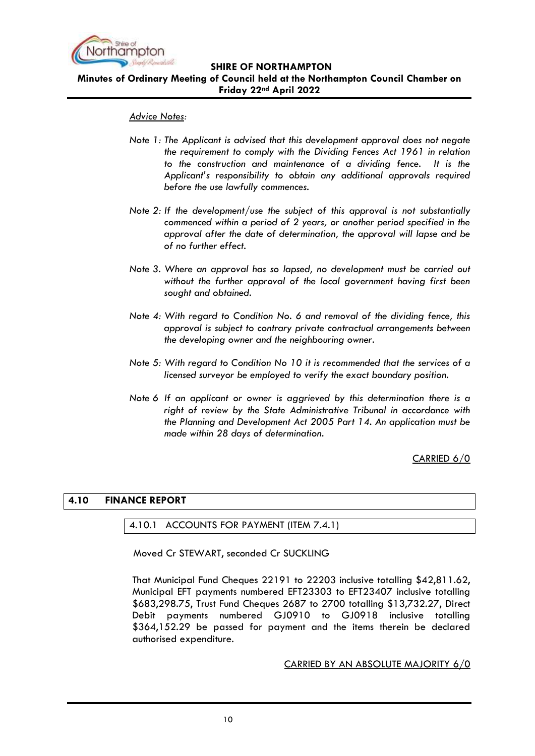*Advice Notes:*

*Note 1: The Applicant is advised that this development approval does not negate the requirement to comply with the Dividing Fences Act 1961 in relation to the construction and maintenance of a dividing fence. It is the Applicant's responsibility to obtain any additional approvals required before the use lawfully commences.*

*Note 2: If the development/use the subject of this approval is not substantially commenced within a period of 2 years, or another period specified in the approval after the date of determination, the approval will lapse and be of no further effect.*

*Note 3. Where an approval has so lapsed, no development must be carried out without the further approval of the local government having first been sought and obtained.*

*Note 4: With regard to Condition No. 6 and removal of the dividing fence, this approval is subject to contrary private contractual arrangements between the developing owner and the neighbouring owner.*

*Note 5: With regard to Condition No 10 it is recommended that the services of a licensed surveyor be employed to verify the exact boundary position.*

*Note 6 If an applicant or owner is aggrieved by this determination there is a right of review by the State Administrative Tribunal in accordance with the Planning and Development Act 2005 Part 14. An application must be made within 28 days of determination.*

CARRIED 6/0

## 4.10 FINANCE REPORT

### 4.10.1 ACCOUNTS FOR PAYMENT (ITEM 7.4.1)

Moved Cr STEWART, seconded Cr SUCKLING

That Municipal Fund Cheques 22191 to 22203 inclusive totalling $42,811.62, Municipal EFT payments numbered EFT23303 to EFT23407 inclusive totalling $683,298.75, Trust Fund Cheques 2687 to 2700 totalling $13,732.27, Direct Debit payments numbered GJ0910 to GJ0918 inclusive totalling $364,152.29 be passed for payment and the items therein be declared authorised expenditure.

CARRIED BY AN ABSOLUTE MAJORITY 6/0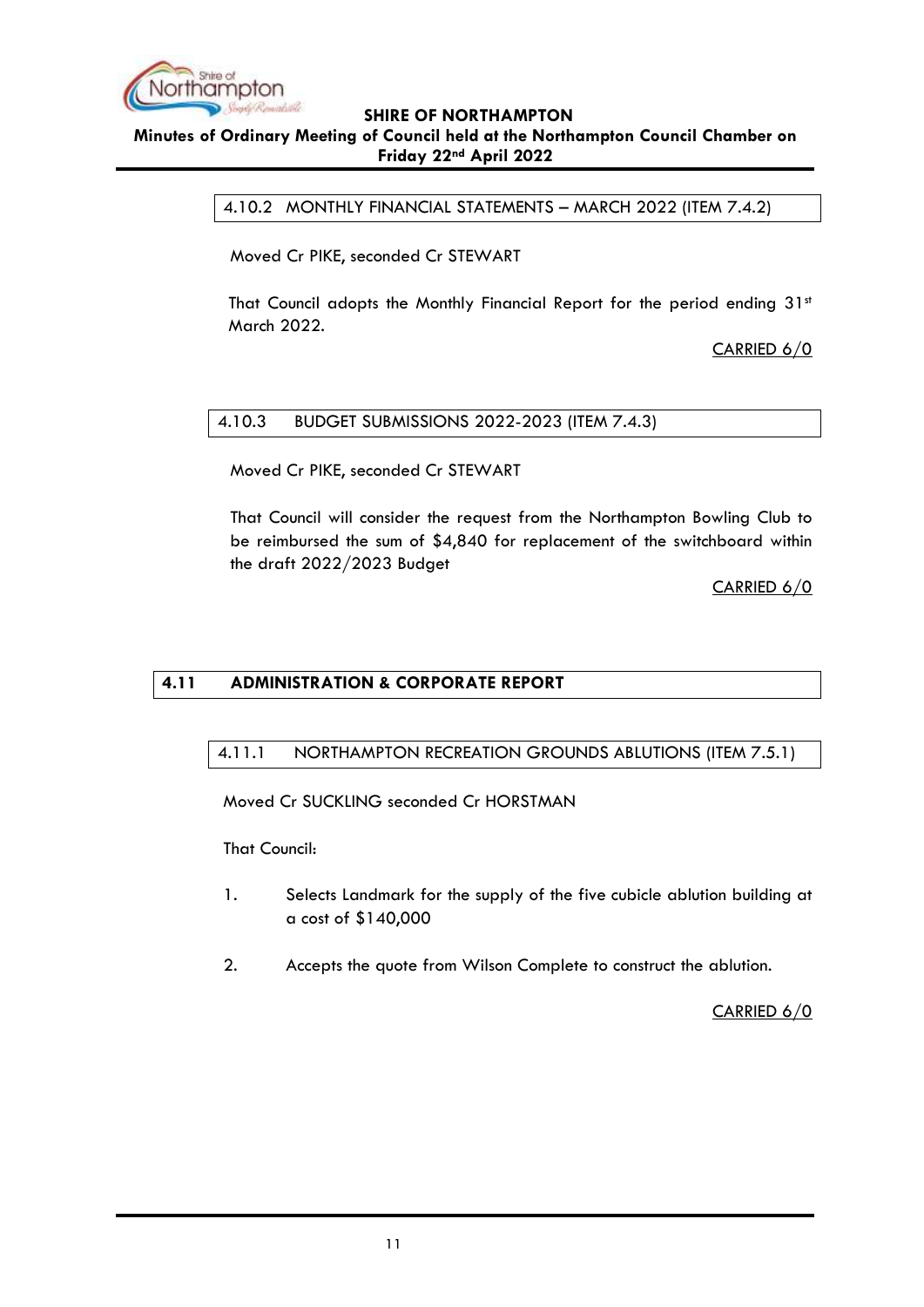### 4.10.2 MONTHLY FINANCIAL STATEMENTS – MARCH 2022 (ITEM 7.4.2)

Moved Cr PIKE, seconded Cr STEWART

That Council adopts the Monthly Financial Report for the period ending 31st March 2022.

CARRIED 6/0

### 4.10.3 BUDGET SUBMISSIONS 2022-2023 (ITEM 7.4.3)

Moved Cr PIKE, seconded Cr STEWART

That Council will consider the request from the Northampton Bowling Club to be reimbursed the sum of $4,840 for replacement of the switchboard within the draft 2022/2023 Budget

CARRIED 6/0

## 4.11 ADMINISTRATION & CORPORATE REPORT

### 4.11.1 NORTHAMPTON RECREATION GROUNDS ABLUTIONS (ITEM 7.5.1)

Moved Cr SUCKLING seconded Cr HORSTMAN

That Council:

1. Selects Landmark for the supply of the five cubicle ablution building at a cost of $140,000

2. Accepts the quote from Wilson Complete to construct the ablution.

CARRIED 6/0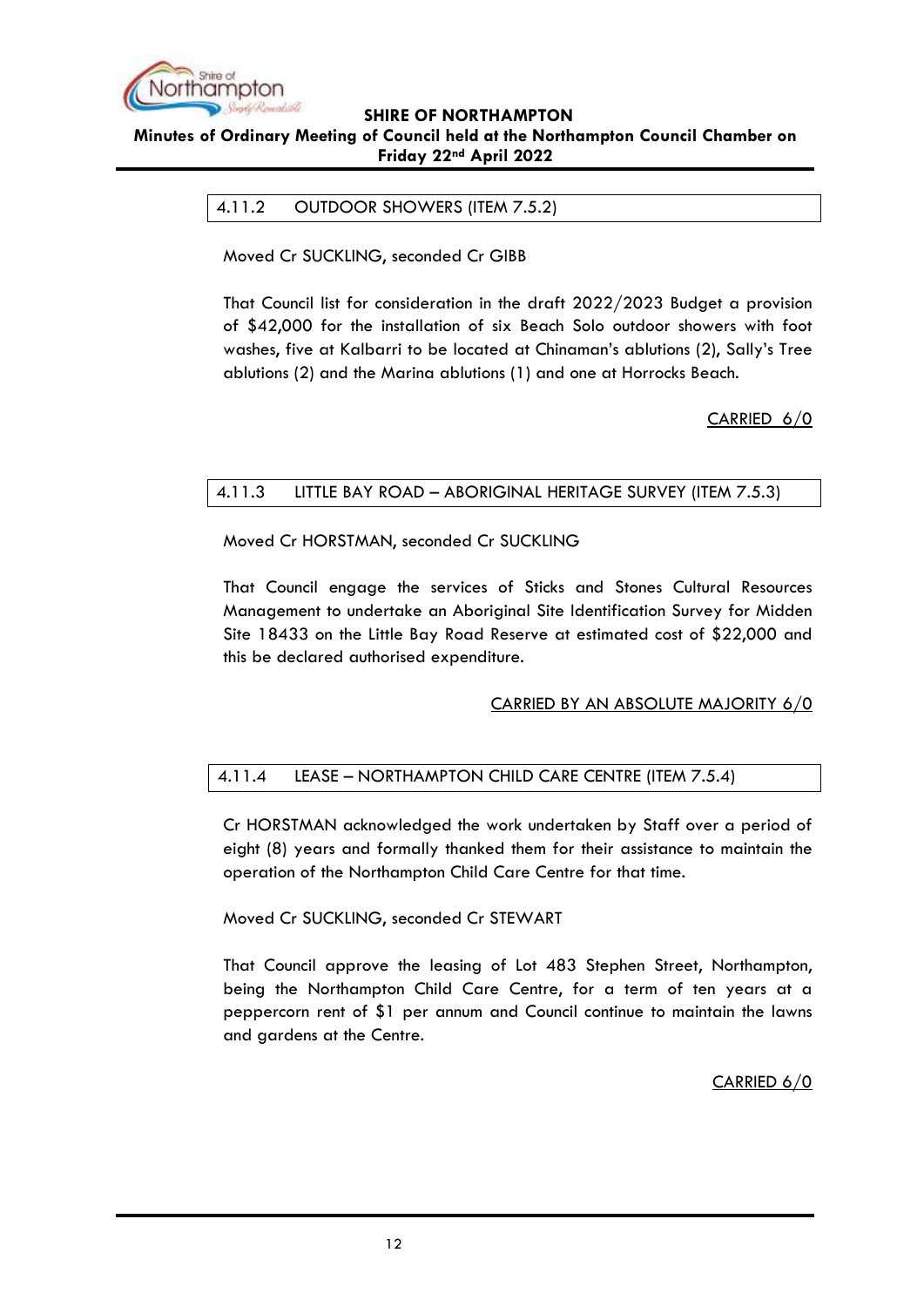### 4.11.2 OUTDOOR SHOWERS (ITEM 7.5.2)

Moved Cr SUCKLING, seconded Cr GIBB

That Council list for consideration in the draft 2022/2023 Budget a provision of $42,000 for the installation of six Beach Solo outdoor showers with foot washes, five at Kalbarri to be located at Chinaman's ablutions (2), Sally's Tree ablutions (2) and the Marina ablutions (1) and one at Horrocks Beach.

CARRIED 6/0

### 4.11.3 LITTLE BAY ROAD – ABORIGINAL HERITAGE SURVEY (ITEM 7.5.3)

Moved Cr HORSTMAN, seconded Cr SUCKLING

That Council engage the services of Sticks and Stones Cultural Resources Management to undertake an Aboriginal Site Identification Survey for Midden Site 18433 on the Little Bay Road Reserve at estimated cost of $22,000 and this be declared authorised expenditure.

CARRIED BY AN ABSOLUTE MAJORITY 6/0

### 4.11.4 LEASE – NORTHAMPTON CHILD CARE CENTRE (ITEM 7.5.4)

Cr HORSTMAN acknowledged the work undertaken by Staff over a period of eight (8) years and formally thanked them for their assistance to maintain the operation of the Northampton Child Care Centre for that time.

Moved Cr SUCKLING, seconded Cr STEWART

That Council approve the leasing of Lot 483 Stephen Street, Northampton, being the Northampton Child Care Centre, for a term of ten years at a peppercorn rent of $1 per annum and Council continue to maintain the lawns and gardens at the Centre.

CARRIED 6/0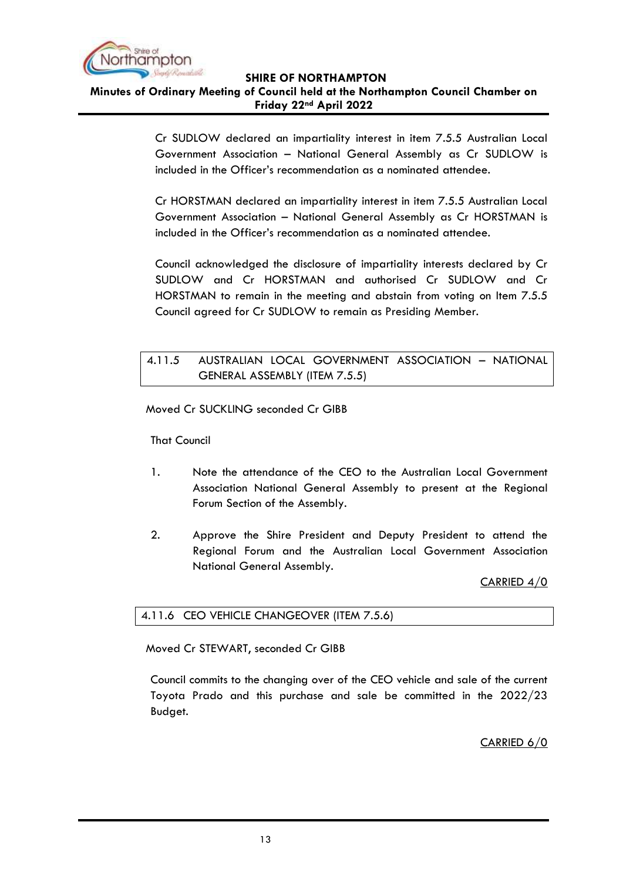Cr SUDLOW declared an impartiality interest in item 7.5.5 Australian Local Government Association – National General Assembly as Cr SUDLOW is included in the Officer's recommendation as a nominated attendee.

Cr HORSTMAN declared an impartiality interest in item 7.5.5 Australian Local Government Association – National General Assembly as Cr HORSTMAN is included in the Officer's recommendation as a nominated attendee.

Council acknowledged the disclosure of impartiality interests declared by Cr SUDLOW and Cr HORSTMAN and authorised Cr SUDLOW and Cr HORSTMAN to remain in the meeting and abstain from voting on Item 7.5.5 Council agreed for Cr SUDLOW to remain as Presiding Member.

## 4.11.5 AUSTRALIAN LOCAL GOVERNMENT ASSOCIATION – NATIONAL GENERAL ASSEMBLY (ITEM 7.5.5)

Moved Cr SUCKLING seconded Cr GIBB

That Council

1. Note the attendance of the CEO to the Australian Local Government Association National General Assembly to present at the Regional Forum Section of the Assembly.

2. Approve the Shire President and Deputy President to attend the Regional Forum and the Australian Local Government Association National General Assembly.

CARRIED 4/0

## 4.11.6 CEO VEHICLE CHANGEOVER (ITEM 7.5.6)

Moved Cr STEWART, seconded Cr GIBB

Council commits to the changing over of the CEO vehicle and sale of the current Toyota Prado and this purchase and sale be committed in the 2022/23 Budget.

CARRIED 6/0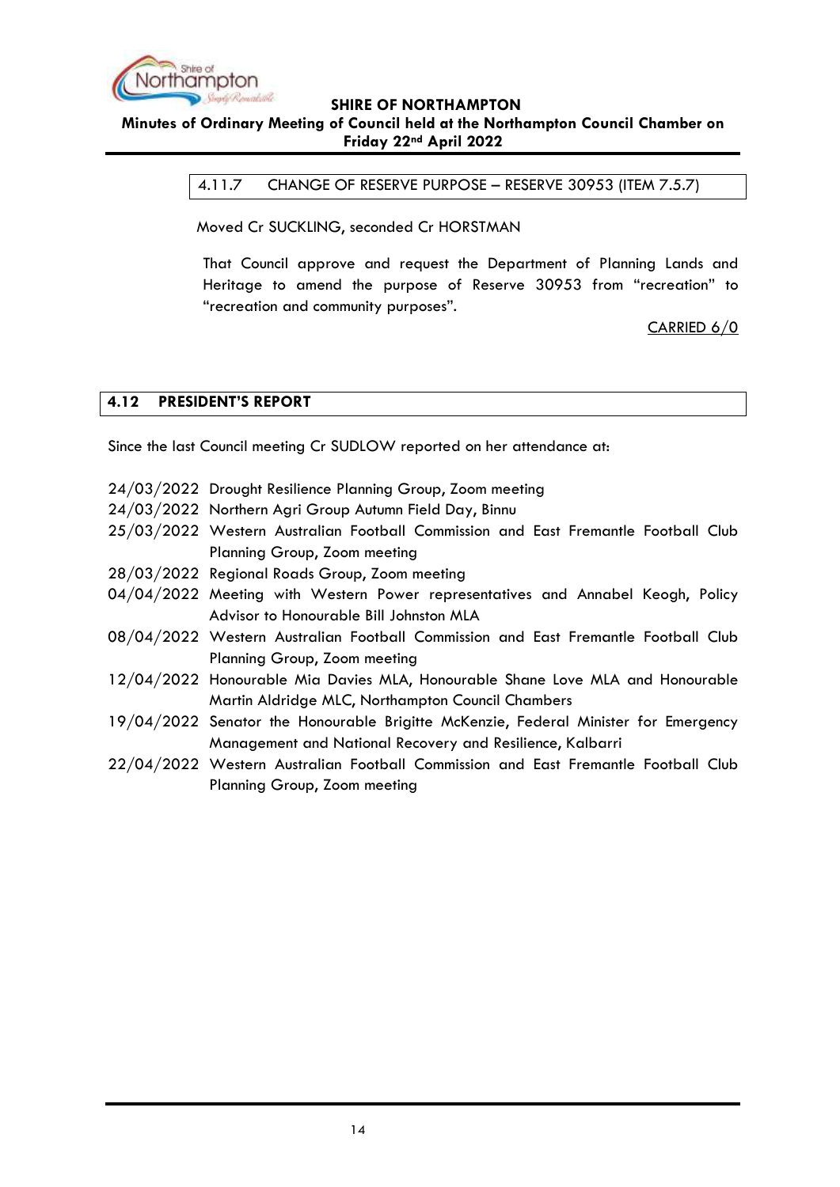### 4.11.7 CHANGE OF RESERVE PURPOSE – RESERVE 30953 (ITEM 7.5.7)

Moved Cr SUCKLING, seconded Cr HORSTMAN

That Council approve and request the Department of Planning Lands and Heritage to amend the purpose of Reserve 30953 from "recreation" to "recreation and community purposes".

CARRIED 6/0

## 4.12 PRESIDENT'S REPORT

Since the last Council meeting Cr SUDLOW reported on her attendance at:

- 24/03/2022 Drought Resilience Planning Group, Zoom meeting
- 24/03/2022 Northern Agri Group Autumn Field Day, Binnu
- 25/03/2022 Western Australian Football Commission and East Fremantle Football Club Planning Group, Zoom meeting
- 28/03/2022 Regional Roads Group, Zoom meeting
- 04/04/2022 Meeting with Western Power representatives and Annabel Keogh, Policy Advisor to Honourable Bill Johnston MLA
- 08/04/2022 Western Australian Football Commission and East Fremantle Football Club Planning Group, Zoom meeting
- 12/04/2022 Honourable Mia Davies MLA, Honourable Shane Love MLA and Honourable Martin Aldridge MLC, Northampton Council Chambers
- 19/04/2022 Senator the Honourable Brigitte McKenzie, Federal Minister for Emergency Management and National Recovery and Resilience, Kalbarri
- 22/04/2022 Western Australian Football Commission and East Fremantle Football Club Planning Group, Zoom meeting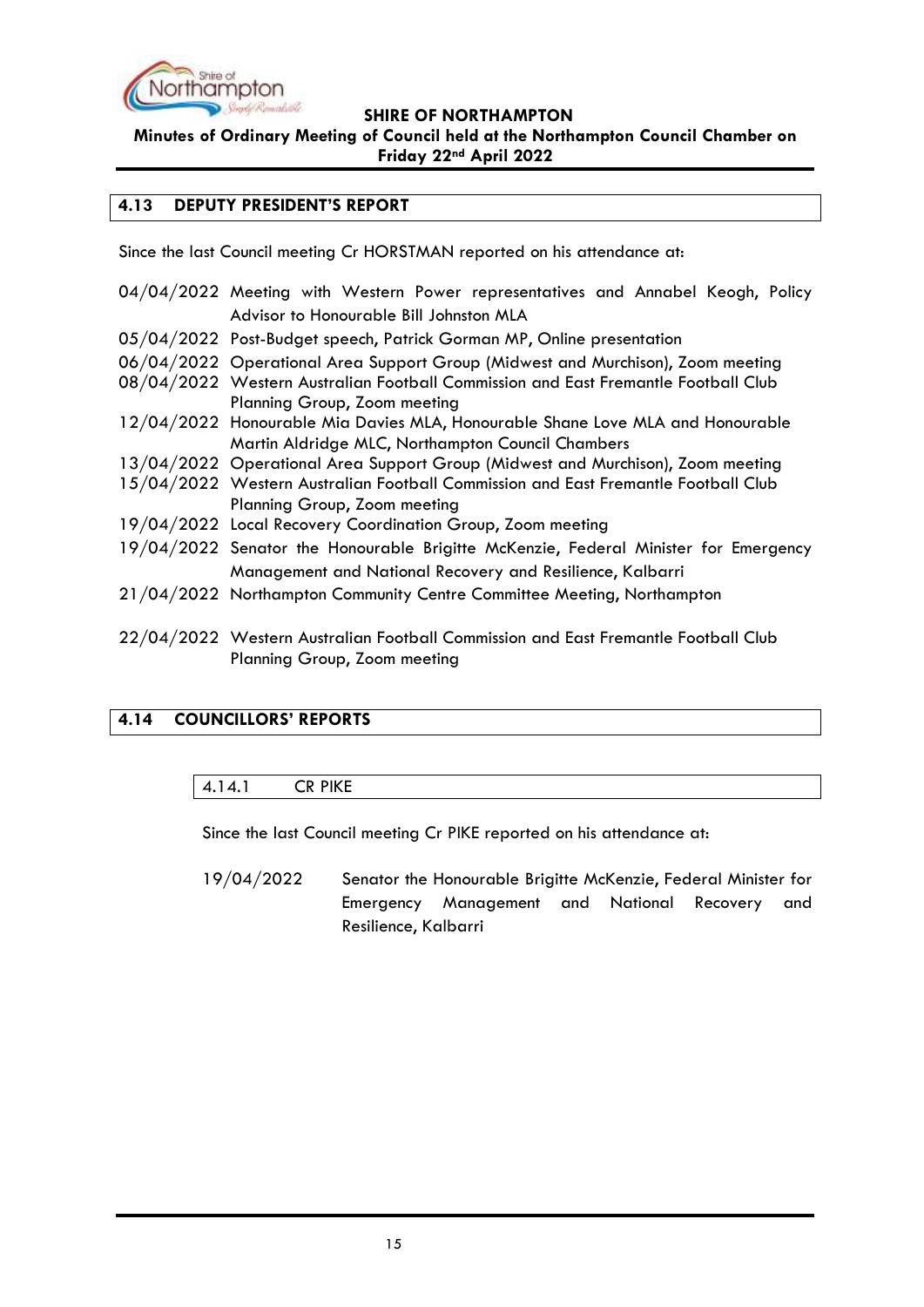## 4.13 DEPUTY PRESIDENT'S REPORT

Since the last Council meeting Cr HORSTMAN reported on his attendance at:

| | |
|---|---|
| 04/04/2022 | Meeting with Western Power representatives and Annabel Keogh, Policy Advisor to Honourable Bill Johnston MLA |
| 05/04/2022 | Post-Budget speech, Patrick Gorman MP, Online presentation |
| 06/04/2022 | Operational Area Support Group (Midwest and Murchison), Zoom meeting |
| 08/04/2022 | Western Australian Football Commission and East Fremantle Football Club Planning Group, Zoom meeting |
| 12/04/2022 | Honourable Mia Davies MLA, Honourable Shane Love MLA and Honourable Martin Aldridge MLC, Northampton Council Chambers |
| 13/04/2022 | Operational Area Support Group (Midwest and Murchison), Zoom meeting |
| 15/04/2022 | Western Australian Football Commission and East Fremantle Football Club Planning Group, Zoom meeting |
| 19/04/2022 | Local Recovery Coordination Group, Zoom meeting |
| 19/04/2022 | Senator the Honourable Brigitte McKenzie, Federal Minister for Emergency Management and National Recovery and Resilience, Kalbarri |
| 21/04/2022 | Northampton Community Centre Committee Meeting, Northampton |
| 22/04/2022 | Western Australian Football Commission and East Fremantle Football Club Planning Group, Zoom meeting |

## 4.14 COUNCILLORS' REPORTS

### 4.14.1 CR PIKE

Since the last Council meeting Cr PIKE reported on his attendance at:

| | |
|---|---|
| 19/04/2022 | Senator the Honourable Brigitte McKenzie, Federal Minister for Emergency Management and National Recovery and Resilience, Kalbarri |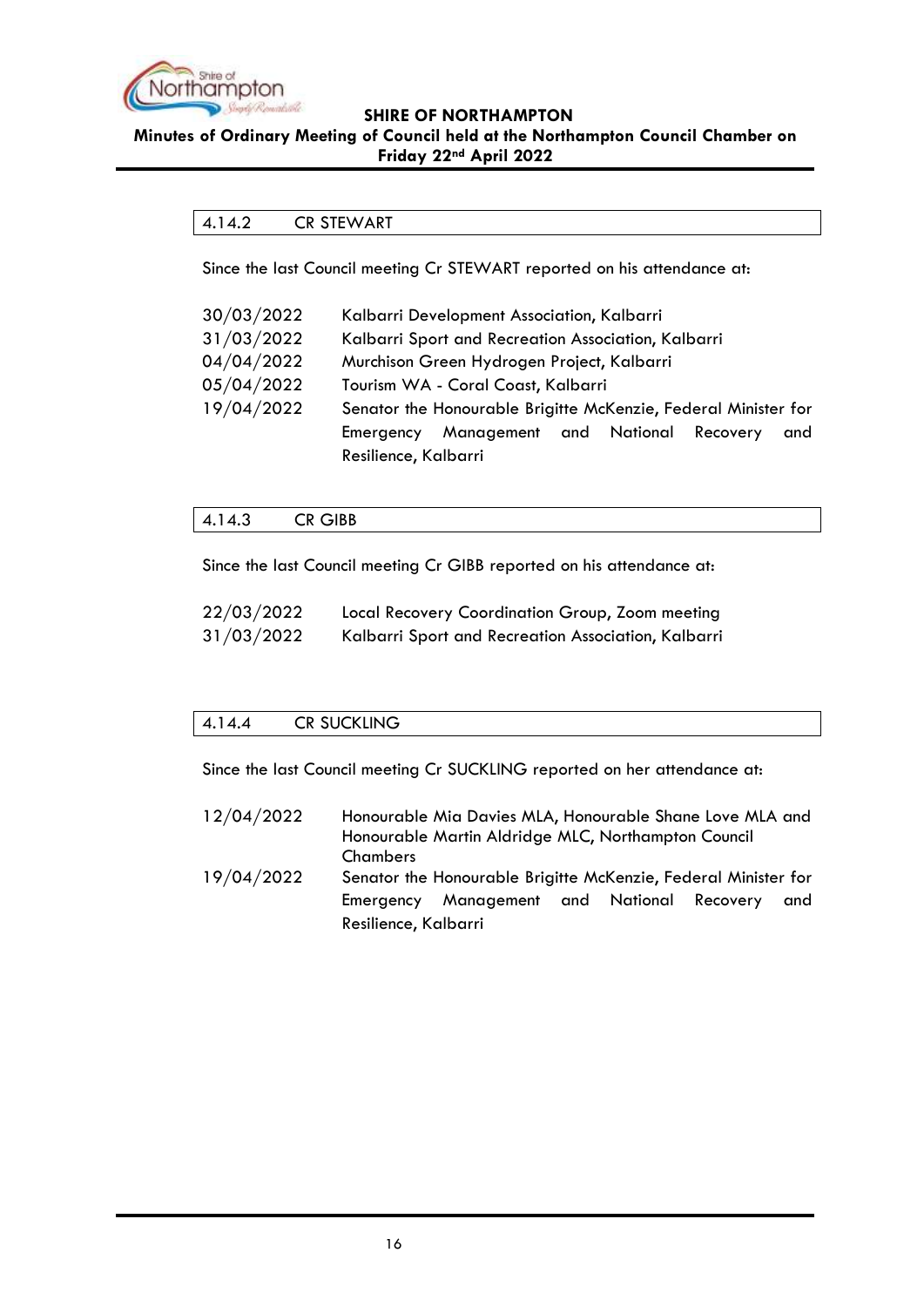### 4.14.2 CR STEWART

Since the last Council meeting Cr STEWART reported on his attendance at:

| | |
|---|---|
| 30/03/2022 | Kalbarri Development Association, Kalbarri |
| 31/03/2022 | Kalbarri Sport and Recreation Association, Kalbarri |
| 04/04/2022 | Murchison Green Hydrogen Project, Kalbarri |
| 05/04/2022 | Tourism WA - Coral Coast, Kalbarri |
| 19/04/2022 | Senator the Honourable Brigitte McKenzie, Federal Minister for Emergency Management and National Recovery and Resilience, Kalbarri |

### 4.14.3 CR GIBB

Since the last Council meeting Cr GIBB reported on his attendance at:

| | |
|---|---|
| 22/03/2022 | Local Recovery Coordination Group, Zoom meeting |
| 31/03/2022 | Kalbarri Sport and Recreation Association, Kalbarri |

### 4.14.4 CR SUCKLING

Since the last Council meeting Cr SUCKLING reported on her attendance at:

| | |
|---|---|
| 12/04/2022 | Honourable Mia Davies MLA, Honourable Shane Love MLA and Honourable Martin Aldridge MLC, Northampton Council Chambers |
| 19/04/2022 | Senator the Honourable Brigitte McKenzie, Federal Minister for Emergency Management and National Recovery and Resilience, Kalbarri |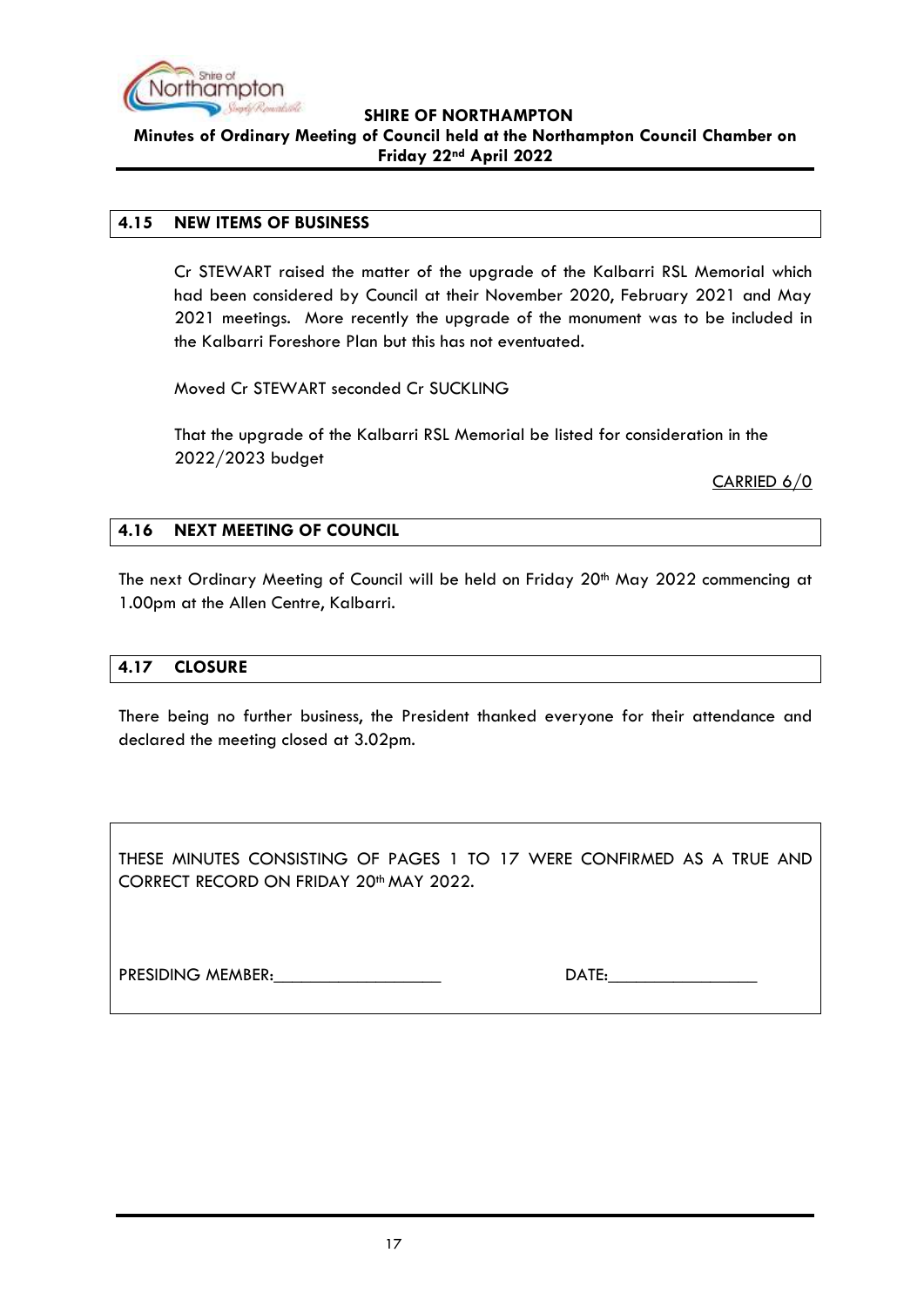## 4.15 NEW ITEMS OF BUSINESS

Cr STEWART raised the matter of the upgrade of the Kalbarri RSL Memorial which had been considered by Council at their November 2020, February 2021 and May 2021 meetings. More recently the upgrade of the monument was to be included in the Kalbarri Foreshore Plan but this has not eventuated.

Moved Cr STEWART seconded Cr SUCKLING

That the upgrade of the Kalbarri RSL Memorial be listed for consideration in the 2022/2023 budget

CARRIED 6/0

## 4.16 NEXT MEETING OF COUNCIL

The next Ordinary Meeting of Council will be held on Friday 20th May 2022 commencing at 1.00pm at the Allen Centre, Kalbarri.

## 4.17 CLOSURE

There being no further business, the President thanked everyone for their attendance and declared the meeting closed at 3.02pm.

THESE MINUTES CONSISTING OF PAGES 1 TO 17 WERE CONFIRMED AS A TRUE AND CORRECT RECORD ON FRIDAY 20th MAY 2022.

PRESIDING MEMBER:__________________ DATE:________________